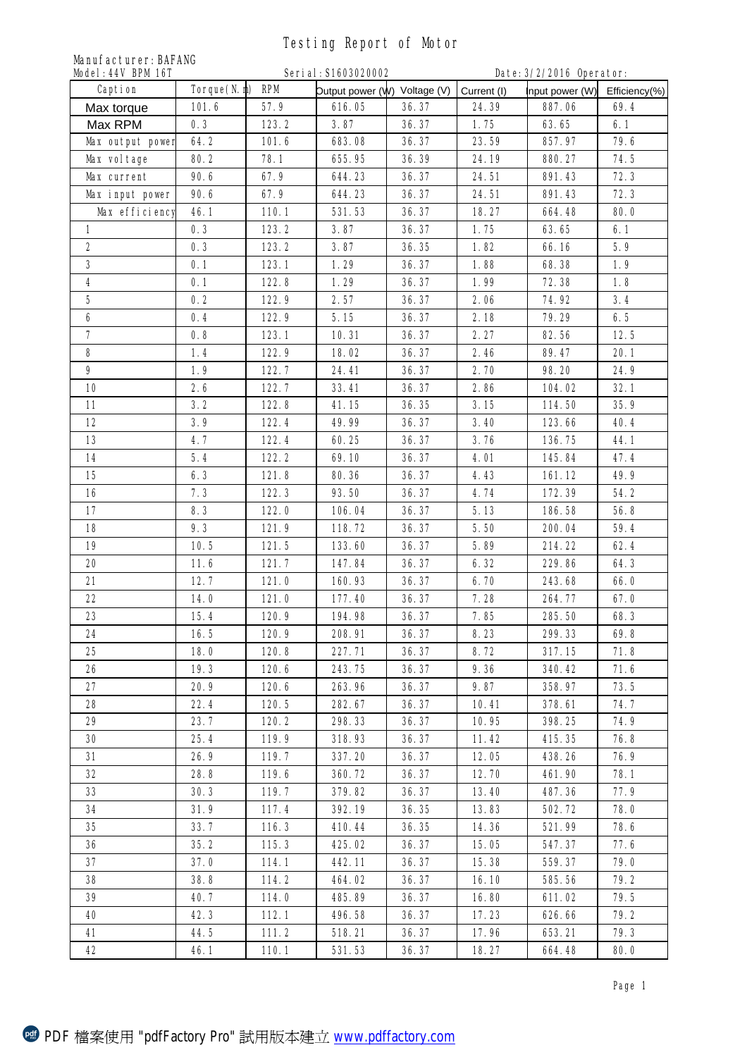# Testing Report of Motor

Manufacturer: BAFANG
Model: 44V BPM 16T Serial: S1603020002 Date: 3/2/2016 Operator:

| Caption | Torque(N.m) | RPM | Output power (W) | Voltage (V) | Current (I) | Input power (W) | Efficiency(%) |
|---|---|---|---|---|---|---|---|
| Max torque | 101.6 | 57.9 | 616.05 | 36.37 | 24.39 | 887.06 | 69.4 |
| Max RPM | 0.3 | 123.2 | 3.87 | 36.37 | 1.75 | 63.65 | 6.1 |
| Max output power | 64.2 | 101.6 | 683.08 | 36.37 | 23.59 | 857.97 | 79.6 |
| Max voltage | 80.2 | 78.1 | 655.95 | 36.39 | 24.19 | 880.27 | 74.5 |
| Max current | 90.6 | 67.9 | 644.23 | 36.37 | 24.51 | 891.43 | 72.3 |
| Max input power | 90.6 | 67.9 | 644.23 | 36.37 | 24.51 | 891.43 | 72.3 |
| Max efficiency | 46.1 | 110.1 | 531.53 | 36.37 | 18.27 | 664.48 | 80.0 |
| 1 | 0.3 | 123.2 | 3.87 | 36.37 | 1.75 | 63.65 | 6.1 |
| 2 | 0.3 | 123.2 | 3.87 | 36.35 | 1.82 | 66.16 | 5.9 |
| 3 | 0.1 | 123.1 | 1.29 | 36.37 | 1.88 | 68.38 | 1.9 |
| 4 | 0.1 | 122.8 | 1.29 | 36.37 | 1.99 | 72.38 | 1.8 |
| 5 | 0.2 | 122.9 | 2.57 | 36.37 | 2.06 | 74.92 | 3.4 |
| 6 | 0.4 | 122.9 | 5.15 | 36.37 | 2.18 | 79.29 | 6.5 |
| 7 | 0.8 | 123.1 | 10.31 | 36.37 | 2.27 | 82.56 | 12.5 |
| 8 | 1.4 | 122.9 | 18.02 | 36.37 | 2.46 | 89.47 | 20.1 |
| 9 | 1.9 | 122.7 | 24.41 | 36.37 | 2.70 | 98.20 | 24.9 |
| 10 | 2.6 | 122.7 | 33.41 | 36.37 | 2.86 | 104.02 | 32.1 |
| 11 | 3.2 | 122.8 | 41.15 | 36.35 | 3.15 | 114.50 | 35.9 |
| 12 | 3.9 | 122.4 | 49.99 | 36.37 | 3.40 | 123.66 | 40.4 |
| 13 | 4.7 | 122.4 | 60.25 | 36.37 | 3.76 | 136.75 | 44.1 |
| 14 | 5.4 | 122.2 | 69.10 | 36.37 | 4.01 | 145.84 | 47.4 |
| 15 | 6.3 | 121.8 | 80.36 | 36.37 | 4.43 | 161.12 | 49.9 |
| 16 | 7.3 | 122.3 | 93.50 | 36.37 | 4.74 | 172.39 | 54.2 |
| 17 | 8.3 | 122.0 | 106.04 | 36.37 | 5.13 | 186.58 | 56.8 |
| 18 | 9.3 | 121.9 | 118.72 | 36.37 | 5.50 | 200.04 | 59.4 |
| 19 | 10.5 | 121.5 | 133.60 | 36.37 | 5.89 | 214.22 | 62.4 |
| 20 | 11.6 | 121.7 | 147.84 | 36.37 | 6.32 | 229.86 | 64.3 |
| 21 | 12.7 | 121.0 | 160.93 | 36.37 | 6.70 | 243.68 | 66.0 |
| 22 | 14.0 | 121.0 | 177.40 | 36.37 | 7.28 | 264.77 | 67.0 |
| 23 | 15.4 | 120.9 | 194.98 | 36.37 | 7.85 | 285.50 | 68.3 |
| 24 | 16.5 | 120.9 | 208.91 | 36.37 | 8.23 | 299.33 | 69.8 |
| 25 | 18.0 | 120.8 | 227.71 | 36.37 | 8.72 | 317.15 | 71.8 |
| 26 | 19.3 | 120.6 | 243.75 | 36.37 | 9.36 | 340.42 | 71.6 |
| 27 | 20.9 | 120.6 | 263.96 | 36.37 | 9.87 | 358.97 | 73.5 |
| 28 | 22.4 | 120.5 | 282.67 | 36.37 | 10.41 | 378.61 | 74.7 |
| 29 | 23.7 | 120.2 | 298.33 | 36.37 | 10.95 | 398.25 | 74.9 |
| 30 | 25.4 | 119.9 | 318.93 | 36.37 | 11.42 | 415.35 | 76.8 |
| 31 | 26.9 | 119.7 | 337.20 | 36.37 | 12.05 | 438.26 | 76.9 |
| 32 | 28.8 | 119.6 | 360.72 | 36.37 | 12.70 | 461.90 | 78.1 |
| 33 | 30.3 | 119.7 | 379.82 | 36.37 | 13.40 | 487.36 | 77.9 |
| 34 | 31.9 | 117.4 | 392.19 | 36.35 | 13.83 | 502.72 | 78.0 |
| 35 | 33.7 | 116.3 | 410.44 | 36.35 | 14.36 | 521.99 | 78.6 |
| 36 | 35.2 | 115.3 | 425.02 | 36.37 | 15.05 | 547.37 | 77.6 |
| 37 | 37.0 | 114.1 | 442.11 | 36.37 | 15.38 | 559.37 | 79.0 |
| 38 | 38.8 | 114.2 | 464.02 | 36.37 | 16.10 | 585.56 | 79.2 |
| 39 | 40.7 | 114.0 | 485.89 | 36.37 | 16.80 | 611.02 | 79.5 |
| 40 | 42.3 | 112.1 | 496.58 | 36.37 | 17.23 | 626.66 | 79.2 |
| 41 | 44.5 | 111.2 | 518.21 | 36.37 | 17.96 | 653.21 | 79.3 |
| 42 | 46.1 | 110.1 | 531.53 | 36.37 | 18.27 | 664.48 | 80.0 |

PDF 檔案使用 "pdfFactory Pro" 試用版本建立 www.pdffactory.com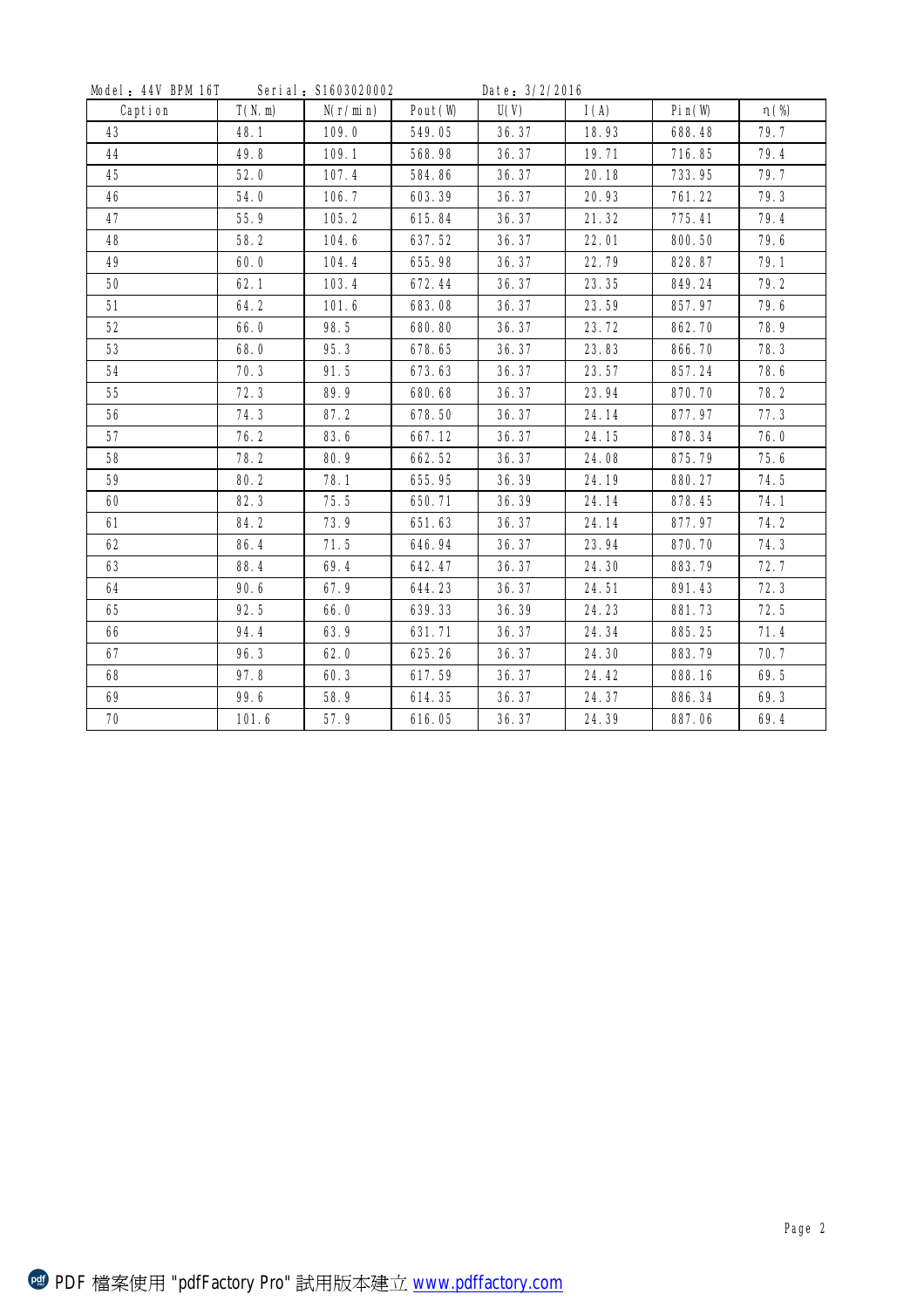Model：44V BPM 16T　　Serial：S1603020002　　Date：3/2/2016

| Caption | T(N.m) | N(r/min) | Pout(W) | U(V) | I(A) | Pin(W) | η(%) |
|---|---|---|---|---|---|---|---|
| 43 | 48.1 | 109.0 | 549.05 | 36.37 | 18.93 | 688.48 | 79.7 |
| 44 | 49.8 | 109.1 | 568.98 | 36.37 | 19.71 | 716.85 | 79.4 |
| 45 | 52.0 | 107.4 | 584.86 | 36.37 | 20.18 | 733.95 | 79.7 |
| 46 | 54.0 | 106.7 | 603.39 | 36.37 | 20.93 | 761.22 | 79.3 |
| 47 | 55.9 | 105.2 | 615.84 | 36.37 | 21.32 | 775.41 | 79.4 |
| 48 | 58.2 | 104.6 | 637.52 | 36.37 | 22.01 | 800.50 | 79.6 |
| 49 | 60.0 | 104.4 | 655.98 | 36.37 | 22.79 | 828.87 | 79.1 |
| 50 | 62.1 | 103.4 | 672.44 | 36.37 | 23.35 | 849.24 | 79.2 |
| 51 | 64.2 | 101.6 | 683.08 | 36.37 | 23.59 | 857.97 | 79.6 |
| 52 | 66.0 | 98.5 | 680.80 | 36.37 | 23.72 | 862.70 | 78.9 |
| 53 | 68.0 | 95.3 | 678.65 | 36.37 | 23.83 | 866.70 | 78.3 |
| 54 | 70.3 | 91.5 | 673.63 | 36.37 | 23.57 | 857.24 | 78.6 |
| 55 | 72.3 | 89.9 | 680.68 | 36.37 | 23.94 | 870.70 | 78.2 |
| 56 | 74.3 | 87.2 | 678.50 | 36.37 | 24.14 | 877.97 | 77.3 |
| 57 | 76.2 | 83.6 | 667.12 | 36.37 | 24.15 | 878.34 | 76.0 |
| 58 | 78.2 | 80.9 | 662.52 | 36.37 | 24.08 | 875.79 | 75.6 |
| 59 | 80.2 | 78.1 | 655.95 | 36.39 | 24.19 | 880.27 | 74.5 |
| 60 | 82.3 | 75.5 | 650.71 | 36.39 | 24.14 | 878.45 | 74.1 |
| 61 | 84.2 | 73.9 | 651.63 | 36.37 | 24.14 | 877.97 | 74.2 |
| 62 | 86.4 | 71.5 | 646.94 | 36.37 | 23.94 | 870.70 | 74.3 |
| 63 | 88.4 | 69.4 | 642.47 | 36.37 | 24.30 | 883.79 | 72.7 |
| 64 | 90.6 | 67.9 | 644.23 | 36.37 | 24.51 | 891.43 | 72.3 |
| 65 | 92.5 | 66.0 | 639.33 | 36.39 | 24.23 | 881.73 | 72.5 |
| 66 | 94.4 | 63.9 | 631.71 | 36.37 | 24.34 | 885.25 | 71.4 |
| 67 | 96.3 | 62.0 | 625.26 | 36.37 | 24.30 | 883.79 | 70.7 |
| 68 | 97.8 | 60.3 | 617.59 | 36.37 | 24.42 | 888.16 | 69.5 |
| 69 | 99.6 | 58.9 | 614.35 | 36.37 | 24.37 | 886.34 | 69.3 |
| 70 | 101.6 | 57.9 | 616.05 | 36.37 | 24.39 | 887.06 | 69.4 |

PDF 檔案使用 "pdfFactory Pro" 試用版本建立 www.pdffactory.com